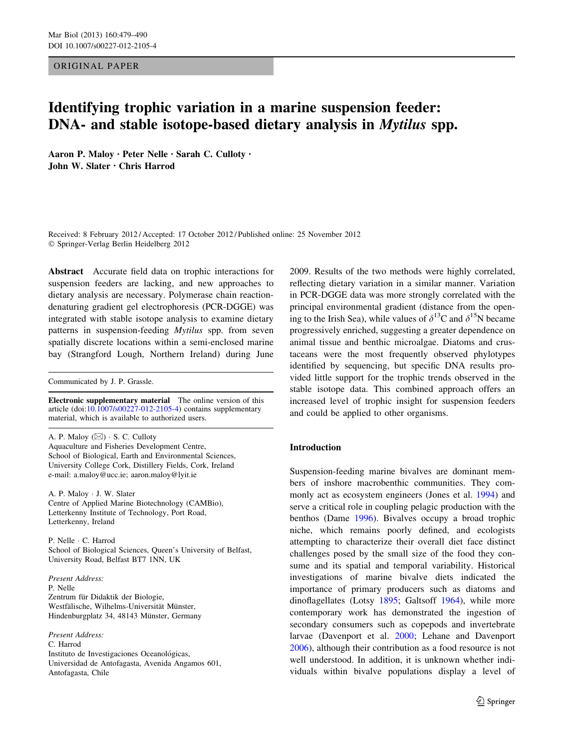ORIGINAL PAPER

# Identifying trophic variation in a marine suspension feeder: DNA- and stable isotope-based dietary analysis in *Mytilus* spp.

**Aaron P. Maloy · Peter Nelle · Sarah C. Culloty · John W. Slater · Chris Harrod**

Received: 8 February 2012 / Accepted: 17 October 2012 / Published online: 25 November 2012
© Springer-Verlag Berlin Heidelberg 2012

**Abstract** Accurate field data on trophic interactions for suspension feeders are lacking, and new approaches to dietary analysis are necessary. Polymerase chain reaction-denaturing gradient gel electrophoresis (PCR-DGGE) was integrated with stable isotope analysis to examine dietary patterns in suspension-feeding *Mytilus* spp. from seven spatially discrete locations within a semi-enclosed marine bay (Strangford Lough, Northern Ireland) during June 2009. Results of the two methods were highly correlated, reflecting dietary variation in a similar manner. Variation in PCR-DGGE data was more strongly correlated with the principal environmental gradient (distance from the opening to the Irish Sea), while values of $\delta^{13}C$ and $\delta^{15}N$ became progressively enriched, suggesting a greater dependence on animal tissue and benthic microalgae. Diatoms and crustaceans were the most frequently observed phylotypes identified by sequencing, but specific DNA results provided little support for the trophic trends observed in the stable isotope data. This combined approach offers an increased level of trophic insight for suspension feeders and could be applied to other organisms.

Communicated by J. P. Grassle.

**Electronic supplementary material** The online version of this article (doi:10.1007/s00227-012-2105-4) contains supplementary material, which is available to authorized users.

A. P. Maloy (✉) · S. C. Culloty
Aquaculture and Fisheries Development Centre,
School of Biological, Earth and Environmental Sciences,
University College Cork, Distillery Fields, Cork, Ireland
e-mail: a.maloy@ucc.ie; aaron.maloy@lyit.ie

A. P. Maloy · J. W. Slater
Centre of Applied Marine Biotechnology (CAMBio),
Letterkenny Institute of Technology, Port Road,
Letterkenny, Ireland

P. Nelle · C. Harrod
School of Biological Sciences, Queen's University of Belfast,
University Road, Belfast BT7 1NN, UK

*Present Address:*
P. Nelle
Zentrum für Didaktik der Biologie,
Westfälische, Wilhelms-Universität Münster,
Hindenburgplatz 34, 48143 Münster, Germany

*Present Address:*
C. Harrod
Instituto de Investigaciones Oceanológicas,
Universidad de Antofagasta, Avenida Angamos 601,
Antofagasta, Chile

## Introduction

Suspension-feeding marine bivalves are dominant members of inshore macrobenthic communities. They commonly act as ecosystem engineers (Jones et al. 1994) and serve a critical role in coupling pelagic production with the benthos (Dame 1996). Bivalves occupy a broad trophic niche, which remains poorly defined, and ecologists attempting to characterize their overall diet face distinct challenges posed by the small size of the food they consume and its spatial and temporal variability. Historical investigations of marine bivalve diets indicated the importance of primary producers such as diatoms and dinoflagellates (Lotsy 1895; Galtsoff 1964), while more contemporary work has demonstrated the ingestion of secondary consumers such as copepods and invertebrate larvae (Davenport et al. 2000; Lehane and Davenport 2006), although their contribution as a food resource is not well understood. In addition, it is unknown whether individuals within bivalve populations display a level of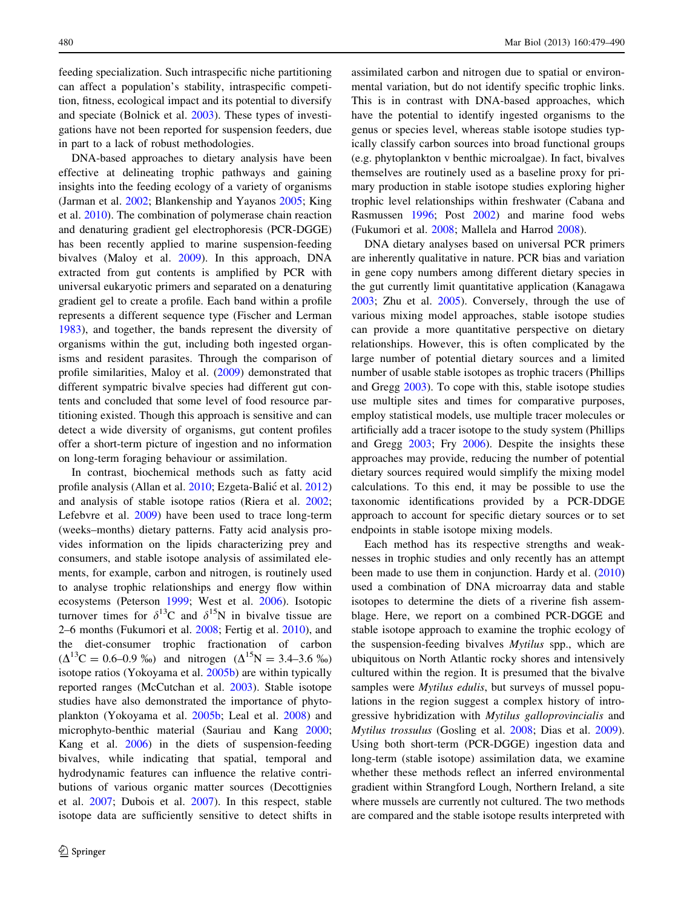feeding specialization. Such intraspecific niche partitioning can affect a population's stability, intraspecific competition, fitness, ecological impact and its potential to diversify and speciate (Bolnick et al. 2003). These types of investigations have not been reported for suspension feeders, due in part to a lack of robust methodologies.

DNA-based approaches to dietary analysis have been effective at delineating trophic pathways and gaining insights into the feeding ecology of a variety of organisms (Jarman et al. 2002; Blankenship and Yayanos 2005; King et al. 2010). The combination of polymerase chain reaction and denaturing gradient gel electrophoresis (PCR-DGGE) has been recently applied to marine suspension-feeding bivalves (Maloy et al. 2009). In this approach, DNA extracted from gut contents is amplified by PCR with universal eukaryotic primers and separated on a denaturing gradient gel to create a profile. Each band within a profile represents a different sequence type (Fischer and Lerman 1983), and together, the bands represent the diversity of organisms within the gut, including both ingested organisms and resident parasites. Through the comparison of profile similarities, Maloy et al. (2009) demonstrated that different sympatric bivalve species had different gut contents and concluded that some level of food resource partitioning existed. Though this approach is sensitive and can detect a wide diversity of organisms, gut content profiles offer a short-term picture of ingestion and no information on long-term foraging behaviour or assimilation.

In contrast, biochemical methods such as fatty acid profile analysis (Allan et al. 2010; Ezgeta-Balić et al. 2012) and analysis of stable isotope ratios (Riera et al. 2002; Lefebvre et al. 2009) have been used to trace long-term (weeks–months) dietary patterns. Fatty acid analysis provides information on the lipids characterizing prey and consumers, and stable isotope analysis of assimilated elements, for example, carbon and nitrogen, is routinely used to analyse trophic relationships and energy flow within ecosystems (Peterson 1999; West et al. 2006). Isotopic turnover times for $\delta^{13}$C and $\delta^{15}$N in bivalve tissue are 2–6 months (Fukumori et al. 2008; Fertig et al. 2010), and the diet-consumer trophic fractionation of carbon ($\Delta^{13}$C = 0.6–0.9 ‰) and nitrogen ($\Delta^{15}$N = 3.4–3.6 ‰) isotope ratios (Yokoyama et al. 2005b) are within typically reported ranges (McCutchan et al. 2003). Stable isotope studies have also demonstrated the importance of phytoplankton (Yokoyama et al. 2005b; Leal et al. 2008) and microphyto-benthic material (Sauriau and Kang 2000; Kang et al. 2006) in the diets of suspension-feeding bivalves, while indicating that spatial, temporal and hydrodynamic features can influence the relative contributions of various organic matter sources (Decottignies et al. 2007; Dubois et al. 2007). In this respect, stable isotope data are sufficiently sensitive to detect shifts in assimilated carbon and nitrogen due to spatial or environmental variation, but do not identify specific trophic links. This is in contrast with DNA-based approaches, which have the potential to identify ingested organisms to the genus or species level, whereas stable isotope studies typically classify carbon sources into broad functional groups (e.g. phytoplankton v benthic microalgae). In fact, bivalves themselves are routinely used as a baseline proxy for primary production in stable isotope studies exploring higher trophic level relationships within freshwater (Cabana and Rasmussen 1996; Post 2002) and marine food webs (Fukumori et al. 2008; Mallela and Harrod 2008).

DNA dietary analyses based on universal PCR primers are inherently qualitative in nature. PCR bias and variation in gene copy numbers among different dietary species in the gut currently limit quantitative application (Kanagawa 2003; Zhu et al. 2005). Conversely, through the use of various mixing model approaches, stable isotope studies can provide a more quantitative perspective on dietary relationships. However, this is often complicated by the large number of potential dietary sources and a limited number of usable stable isotopes as trophic tracers (Phillips and Gregg 2003). To cope with this, stable isotope studies use multiple sites and times for comparative purposes, employ statistical models, use multiple tracer molecules or artificially add a tracer isotope to the study system (Phillips and Gregg 2003; Fry 2006). Despite the insights these approaches may provide, reducing the number of potential dietary sources required would simplify the mixing model calculations. To this end, it may be possible to use the taxonomic identifications provided by a PCR-DDGE approach to account for specific dietary sources or to set endpoints in stable isotope mixing models.

Each method has its respective strengths and weaknesses in trophic studies and only recently has an attempt been made to use them in conjunction. Hardy et al. (2010) used a combination of DNA microarray data and stable isotopes to determine the diets of a riverine fish assemblage. Here, we report on a combined PCR-DGGE and stable isotope approach to examine the trophic ecology of the suspension-feeding bivalves *Mytilus* spp., which are ubiquitous on North Atlantic rocky shores and intensively cultured within the region. It is presumed that the bivalve samples were *Mytilus edulis*, but surveys of mussel populations in the region suggest a complex history of introgressive hybridization with *Mytilus galloprovincialis* and *Mytilus trossulus* (Gosling et al. 2008; Dias et al. 2009). Using both short-term (PCR-DGGE) ingestion data and long-term (stable isotope) assimilation data, we examine whether these methods reflect an inferred environmental gradient within Strangford Lough, Northern Ireland, a site where mussels are currently not cultured. The two methods are compared and the stable isotope results interpreted with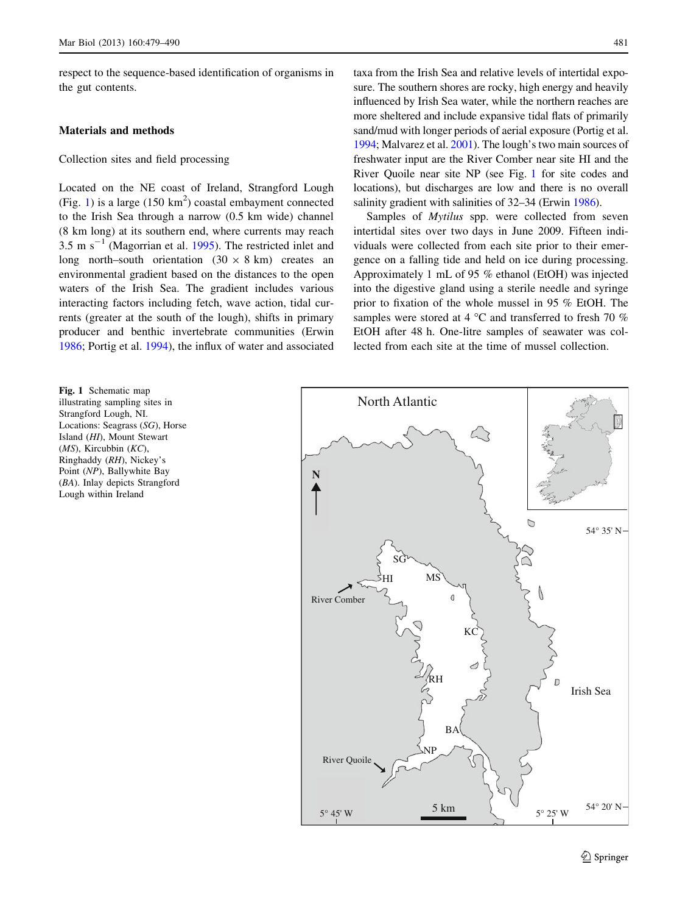respect to the sequence-based identification of organisms in the gut contents.

## Materials and methods

### Collection sites and field processing

Located on the NE coast of Ireland, Strangford Lough (Fig. 1) is a large (150 $km^2$) coastal embayment connected to the Irish Sea through a narrow (0.5 km wide) channel (8 km long) at its southern end, where currents may reach 3.5 m $s^{-1}$ (Magorrian et al. 1995). The restricted inlet and long north–south orientation (30 × 8 km) creates an environmental gradient based on the distances to the open waters of the Irish Sea. The gradient includes various interacting factors including fetch, wave action, tidal currents (greater at the south of the lough), shifts in primary producer and benthic invertebrate communities (Erwin 1986; Portig et al. 1994), the influx of water and associated taxa from the Irish Sea and relative levels of intertidal exposure. The southern shores are rocky, high energy and heavily influenced by Irish Sea water, while the northern reaches are more sheltered and include expansive tidal flats of primarily sand/mud with longer periods of aerial exposure (Portig et al. 1994; Malvarez et al. 2001). The lough's two main sources of freshwater input are the River Comber near site HI and the River Quoile near site NP (see Fig. 1 for site codes and locations), but discharges are low and there is no overall salinity gradient with salinities of 32–34 (Erwin 1986).

Samples of *Mytilus* spp. were collected from seven intertidal sites over two days in June 2009. Fifteen individuals were collected from each site prior to their emergence on a falling tide and held on ice during processing. Approximately 1 mL of 95 % ethanol (EtOH) was injected into the digestive gland using a sterile needle and syringe prior to fixation of the whole mussel in 95 % EtOH. The samples were stored at 4 °C and transferred to fresh 70 % EtOH after 48 h. One-litre samples of seawater was collected from each site at the time of mussel collection.

**Fig. 1** Schematic map illustrating sampling sites in Strangford Lough, NI. Locations: Seagrass (*SG*), Horse Island (*HI*), Mount Stewart (*MS*), Kircubbin (*KC*), Ringhaddy (*RH*), Nickey's Point (*NP*), Ballywhite Bay (*BA*). Inlay depicts Strangford Lough within Ireland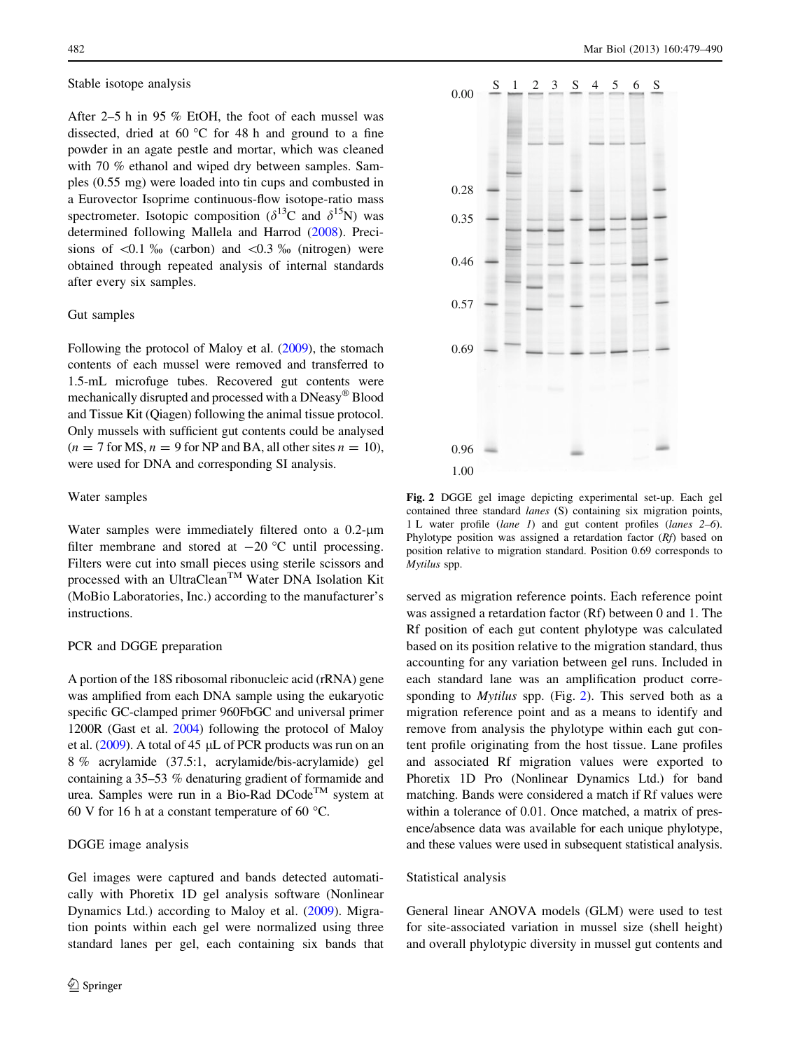### Stable isotope analysis

After 2–5 h in 95 % EtOH, the foot of each mussel was dissected, dried at 60 °C for 48 h and ground to a fine powder in an agate pestle and mortar, which was cleaned with 70 % ethanol and wiped dry between samples. Samples (0.55 mg) were loaded into tin cups and combusted in a Eurovector Isoprime continuous-flow isotope-ratio mass spectrometer. Isotopic composition ($\delta^{13}C$ and $\delta^{15}N$) was determined following Mallela and Harrod (2008). Precisions of <0.1 ‰ (carbon) and <0.3 ‰ (nitrogen) were obtained through repeated analysis of internal standards after every six samples.

### Gut samples

Following the protocol of Maloy et al. (2009), the stomach contents of each mussel were removed and transferred to 1.5-mL microfuge tubes. Recovered gut contents were mechanically disrupted and processed with a DNeasy® Blood and Tissue Kit (Qiagen) following the animal tissue protocol. Only mussels with sufficient gut contents could be analysed ($n = 7$ for MS, $n = 9$ for NP and BA, all other sites $n = 10$), were used for DNA and corresponding SI analysis.

### Water samples

Water samples were immediately filtered onto a 0.2-µm filter membrane and stored at −20 °C until processing. Filters were cut into small pieces using sterile scissors and processed with an UltraClean™ Water DNA Isolation Kit (MoBio Laboratories, Inc.) according to the manufacturer's instructions.

### PCR and DGGE preparation

A portion of the 18S ribosomal ribonucleic acid (rRNA) gene was amplified from each DNA sample using the eukaryotic specific GC-clamped primer 960FbGC and universal primer 1200R (Gast et al. 2004) following the protocol of Maloy et al. (2009). A total of 45 µL of PCR products was run on an 8 % acrylamide (37.5:1, acrylamide/bis-acrylamide) gel containing a 35–53 % denaturing gradient of formamide and urea. Samples were run in a Bio-Rad DCode™ system at 60 V for 16 h at a constant temperature of 60 °C.

### DGGE image analysis

Gel images were captured and bands detected automatically with Phoretix 1D gel analysis software (Nonlinear Dynamics Ltd.) according to Maloy et al. (2009). Migration points within each gel were normalized using three standard lanes per gel, each containing six bands that served as migration reference points. Each reference point was assigned a retardation factor (Rf) between 0 and 1. The Rf position of each gut content phylotype was calculated based on its position relative to the migration standard, thus accounting for any variation between gel runs. Included in each standard lane was an amplification product corresponding to *Mytilus* spp. (Fig. 2). This served both as a migration reference point and as a means to identify and remove from analysis the phylotype within each gut content profile originating from the host tissue. Lane profiles and associated Rf migration values were exported to Phoretix 1D Pro (Nonlinear Dynamics Ltd.) for band matching. Bands were considered a match if Rf values were within a tolerance of 0.01. Once matched, a matrix of presence/absence data was available for each unique phylotype, and these values were used in subsequent statistical analysis.

**Fig. 2** DGGE gel image depicting experimental set-up. Each gel contained three standard *lanes* (S) containing six migration points, 1 L water profile (*lane 1*) and gut content profiles (*lanes 2–6*). Phylotype position was assigned a retardation factor (*Rf*) based on position relative to migration standard. Position 0.69 corresponds to *Mytilus* spp.

### Statistical analysis

General linear ANOVA models (GLM) were used to test for site-associated variation in mussel size (shell height) and overall phylotypic diversity in mussel gut contents and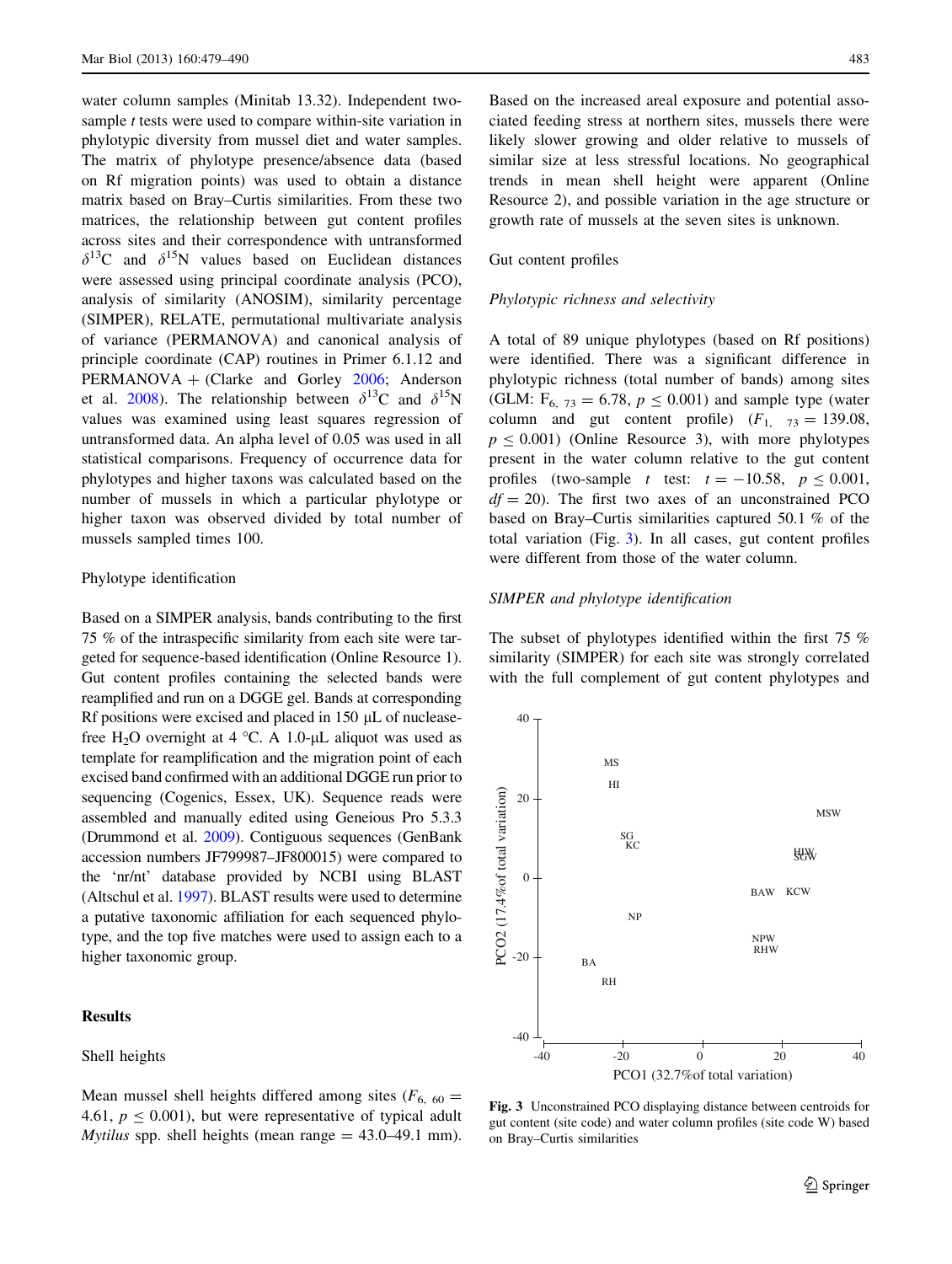water column samples (Minitab 13.32). Independent two-sample *t* tests were used to compare within-site variation in phylotypic diversity from mussel diet and water samples. The matrix of phylotype presence/absence data (based on Rf migration points) was used to obtain a distance matrix based on Bray–Curtis similarities. From these two matrices, the relationship between gut content profiles across sites and their correspondence with untransformed $\delta^{13}C$ and $\delta^{15}N$ values based on Euclidean distances were assessed using principal coordinate analysis (PCO), analysis of similarity (ANOSIM), similarity percentage (SIMPER), RELATE, permutational multivariate analysis of variance (PERMANOVA) and canonical analysis of principle coordinate (CAP) routines in Primer 6.1.12 and PERMANOVA + (Clarke and Gorley 2006; Anderson et al. 2008). The relationship between $\delta^{13}C$ and $\delta^{15}N$ values was examined using least squares regression of untransformed data. An alpha level of 0.05 was used in all statistical comparisons. Frequency of occurrence data for phylotypes and higher taxons was calculated based on the number of mussels in which a particular phylotype or higher taxon was observed divided by total number of mussels sampled times 100.

### Phylotype identification

Based on a SIMPER analysis, bands contributing to the first 75 % of the intraspecific similarity from each site were targeted for sequence-based identification (Online Resource 1). Gut content profiles containing the selected bands were reamplified and run on a DGGE gel. Bands at corresponding Rf positions were excised and placed in 150 µL of nuclease-free $H_2O$ overnight at 4 °C. A 1.0-µL aliquot was used as template for reamplification and the migration point of each excised band confirmed with an additional DGGE run prior to sequencing (Cogenics, Essex, UK). Sequence reads were assembled and manually edited using Geneious Pro 5.3.3 (Drummond et al. 2009). Contiguous sequences (GenBank accession numbers JF799987–JF800015) were compared to the 'nr/nt' database provided by NCBI using BLAST (Altschul et al. 1997). BLAST results were used to determine a putative taxonomic affiliation for each sequenced phylotype, and the top five matches were used to assign each to a higher taxonomic group.

## Results

### Shell heights

Mean mussel shell heights differed among sites ($F_{6,\,60} = 4.61$, $p \leq 0.001$), but were representative of typical adult *Mytilus* spp. shell heights (mean range = 43.0–49.1 mm). Based on the increased areal exposure and potential associated feeding stress at northern sites, mussels there were likely slower growing and older relative to mussels of similar size at less stressful locations. No geographical trends in mean shell height were apparent (Online Resource 2), and possible variation in the age structure or growth rate of mussels at the seven sites is unknown.

### Gut content profiles

#### *Phylotypic richness and selectivity*

A total of 89 unique phylotypes (based on Rf positions) were identified. There was a significant difference in phylotypic richness (total number of bands) among sites (GLM: $F_{6,\,73} = 6.78$, $p \leq 0.001$) and sample type (water column and gut content profile) ($F_{1,\,73} = 139.08$, $p \leq 0.001$) (Online Resource 3), with more phylotypes present in the water column relative to the gut content profiles (two-sample *t* test: $t = -10.58$, $p \leq 0.001$, $df = 20$). The first two axes of an unconstrained PCO based on Bray–Curtis similarities captured 50.1 % of the total variation (Fig. 3). In all cases, gut content profiles were different from those of the water column.

#### *SIMPER and phylotype identification*

The subset of phylotypes identified within the first 75 % similarity (SIMPER) for each site was strongly correlated with the full complement of gut content phylotypes and

Fig. 3 Unconstrained PCO displaying distance between centroids for gut content (site code) and water column profiles (site code W) based on Bray–Curtis similarities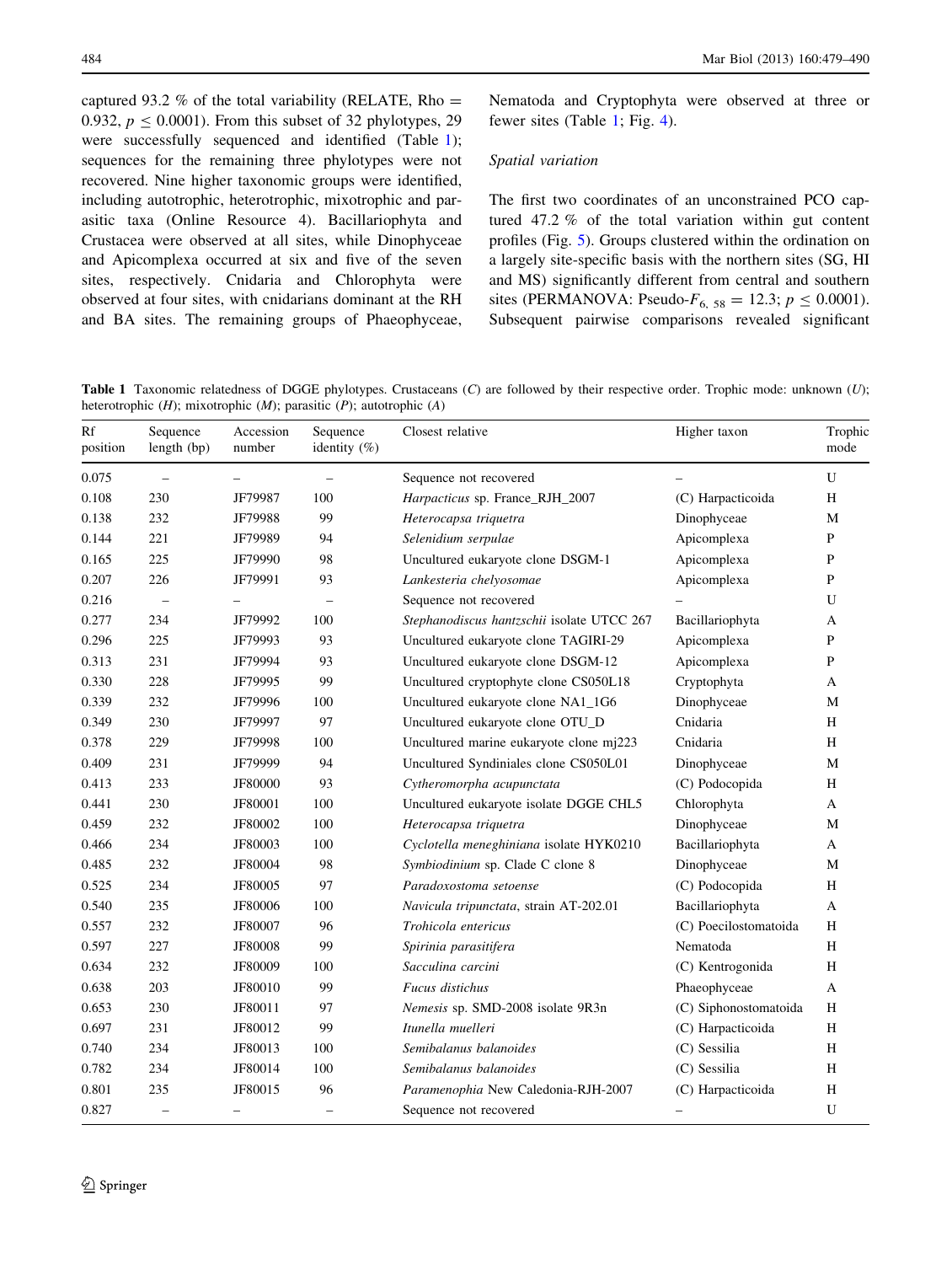captured 93.2 % of the total variability (RELATE, Rho = 0.932, $p \leq 0.0001$). From this subset of 32 phylotypes, 29 were successfully sequenced and identified (Table 1); sequences for the remaining three phylotypes were not recovered. Nine higher taxonomic groups were identified, including autotrophic, heterotrophic, mixotrophic and parasitic taxa (Online Resource 4). Bacillariophyta and Crustacea were observed at all sites, while Dinophyceae and Apicomplexa occurred at six and five of the seven sites, respectively. Cnidaria and Chlorophyta were observed at four sites, with cnidarians dominant at the RH and BA sites. The remaining groups of Phaeophyceae, Nematoda and Cryptophyta were observed at three or fewer sites (Table 1; Fig. 4).

*Spatial variation*

The first two coordinates of an unconstrained PCO captured 47.2 % of the total variation within gut content profiles (Fig. 5). Groups clustered within the ordination on a largely site-specific basis with the northern sites (SG, HI and MS) significantly different from central and southern sites (PERMANOVA: Pseudo-$F_{6,\,58} = 12.3$; $p \leq 0.0001$). Subsequent pairwise comparisons revealed significant

**Table 1** Taxonomic relatedness of DGGE phylotypes. Crustaceans (*C*) are followed by their respective order. Trophic mode: unknown (*U*); heterotrophic (*H*); mixotrophic (*M*); parasitic (*P*); autotrophic (*A*)

| Rf position | Sequence length (bp) | Accession number | Sequence identity (%) | Closest relative | Higher taxon | Trophic mode |
|---|---|---|---|---|---|---|
| 0.075 | – | – | – | Sequence not recovered | – | U |
| 0.108 | 230 | JF79987 | 100 | *Harpacticus* sp. France_RJH_2007 | (C) Harpacticoida | H |
| 0.138 | 232 | JF79988 | 99 | *Heterocapsa triquetra* | Dinophyceae | M |
| 0.144 | 221 | JF79989 | 94 | *Selenidium serpulae* | Apicomplexa | P |
| 0.165 | 225 | JF79990 | 98 | Uncultured eukaryote clone DSGM-1 | Apicomplexa | P |
| 0.207 | 226 | JF79991 | 93 | *Lankesteria chelyosomae* | Apicomplexa | P |
| 0.216 | – | – | – | Sequence not recovered | – | U |
| 0.277 | 234 | JF79992 | 100 | *Stephanodiscus hantzschii* isolate UTCC 267 | Bacillariophyta | A |
| 0.296 | 225 | JF79993 | 93 | Uncultured eukaryote clone TAGIRI-29 | Apicomplexa | P |
| 0.313 | 231 | JF79994 | 93 | Uncultured eukaryote clone DSGM-12 | Apicomplexa | P |
| 0.330 | 228 | JF79995 | 99 | Uncultured cryptophyte clone CS050L18 | Cryptophyta | A |
| 0.339 | 232 | JF79996 | 100 | Uncultured eukaryote clone NA1_1G6 | Dinophyceae | M |
| 0.349 | 230 | JF79997 | 97 | Uncultured eukaryote clone OTU_D | Cnidaria | H |
| 0.378 | 229 | JF79998 | 100 | Uncultured marine eukaryote clone mj223 | Cnidaria | H |
| 0.409 | 231 | JF79999 | 94 | Uncultured Syndiniales clone CS050L01 | Dinophyceae | M |
| 0.413 | 233 | JF80000 | 93 | *Cytheromorpha acupunctata* | (C) Podocopida | H |
| 0.441 | 230 | JF80001 | 100 | Uncultured eukaryote isolate DGGE CHL5 | Chlorophyta | A |
| 0.459 | 232 | JF80002 | 100 | *Heterocapsa triquetra* | Dinophyceae | M |
| 0.466 | 234 | JF80003 | 100 | *Cyclotella meneghiniana* isolate HYK0210 | Bacillariophyta | A |
| 0.485 | 232 | JF80004 | 98 | *Symbiodinium* sp. Clade C clone 8 | Dinophyceae | M |
| 0.525 | 234 | JF80005 | 97 | *Paradoxostoma setoense* | (C) Podocopida | H |
| 0.540 | 235 | JF80006 | 100 | *Navicula tripunctata*, strain AT-202.01 | Bacillariophyta | A |
| 0.557 | 232 | JF80007 | 96 | *Trohicola entericus* | (C) Poecilostomatoida | H |
| 0.597 | 227 | JF80008 | 99 | *Spirinia parasitifera* | Nematoda | H |
| 0.634 | 232 | JF80009 | 100 | *Sacculina carcini* | (C) Kentrogonida | H |
| 0.638 | 203 | JF80010 | 99 | *Fucus distichus* | Phaeophyceae | A |
| 0.653 | 230 | JF80011 | 97 | *Nemesis* sp. SMD-2008 isolate 9R3n | (C) Siphonostomatoida | H |
| 0.697 | 231 | JF80012 | 99 | *Itunella muelleri* | (C) Harpacticoida | H |
| 0.740 | 234 | JF80013 | 100 | *Semibalanus balanoides* | (C) Sessilia | H |
| 0.782 | 234 | JF80014 | 100 | *Semibalanus balanoides* | (C) Sessilia | H |
| 0.801 | 235 | JF80015 | 96 | *Paramenophia* New Caledonia-RJH-2007 | (C) Harpacticoida | H |
| 0.827 | – | – | – | Sequence not recovered | – | U |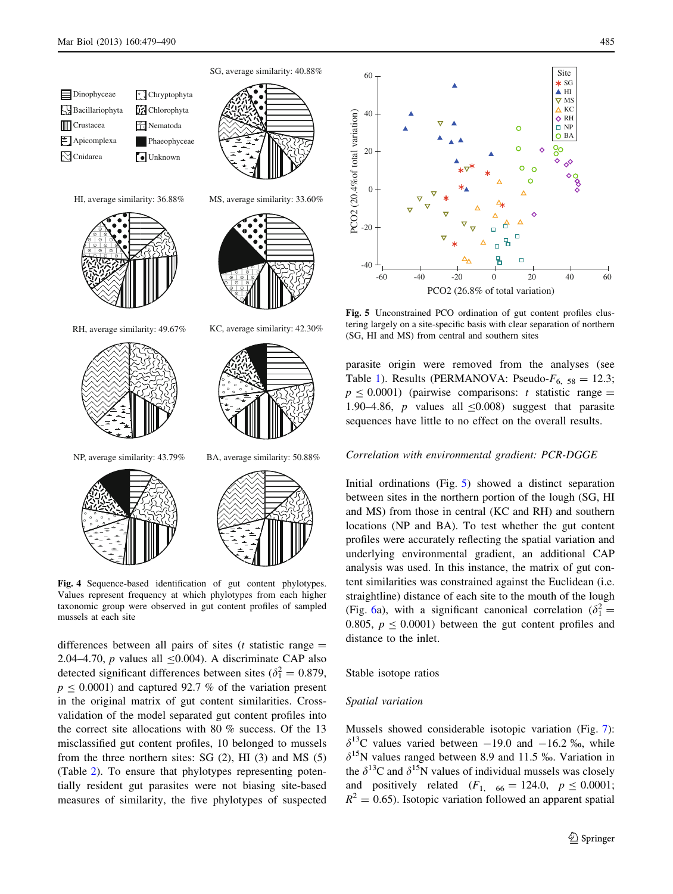Fig. 4 Sequence-based identification of gut content phylotypes. Values represent frequency at which phylotypes from each higher taxonomic group were observed in gut content profiles of sampled mussels at each site

differences between all pairs of sites ($t$ statistic range = 2.04–4.70, $p$ values all $\leq$0.004). A discriminate CAP also detected significant differences between sites ($\delta_1^2 = 0.879$, $p \leq 0.0001$) and captured 92.7 % of the variation present in the original matrix of gut content similarities. Cross-validation of the model separated gut content profiles into the correct site allocations with 80 % success. Of the 13 misclassified gut content profiles, 10 belonged to mussels from the three northern sites: SG (2), HI (3) and MS (5) (Table 2). To ensure that phylotypes representing potentially resident gut parasites were not biasing site-based measures of similarity, the five phylotypes of suspected parasite origin were removed from the analyses (see Table 1). Results (PERMANOVA: Pseudo-$F_{6,\ 58} = 12.3$; $p \leq 0.0001$) (pairwise comparisons: $t$ statistic range = 1.90–4.86, $p$ values all $\leq$0.008) suggest that parasite sequences have little to no effect on the overall results.

Fig. 5 Unconstrained PCO ordination of gut content profiles clustering largely on a site-specific basis with clear separation of northern (SG, HI and MS) from central and southern sites

*Correlation with environmental gradient: PCR-DGGE*

Initial ordinations (Fig. 5) showed a distinct separation between sites in the northern portion of the lough (SG, HI and MS) from those in central (KC and RH) and southern locations (NP and BA). To test whether the gut content profiles were accurately reflecting the spatial variation and underlying environmental gradient, an additional CAP analysis was used. In this instance, the matrix of gut content similarities was constrained against the Euclidean (i.e. straightline) distance of each site to the mouth of the lough (Fig. 6a), with a significant canonical correlation ($\delta_1^2 = 0.805$, $p \leq 0.0001$) between the gut content profiles and distance to the inlet.

Stable isotope ratios

*Spatial variation*

Mussels showed considerable isotopic variation (Fig. 7): $\delta^{13}$C values varied between −19.0 and −16.2 ‰, while $\delta^{15}$N values ranged between 8.9 and 11.5 ‰. Variation in the $\delta^{13}$C and $\delta^{15}$N values of individual mussels was closely and positively related ($F_{1,\ 66} = 124.0$, $p \leq 0.0001$; $R^2 = 0.65$). Isotopic variation followed an apparent spatial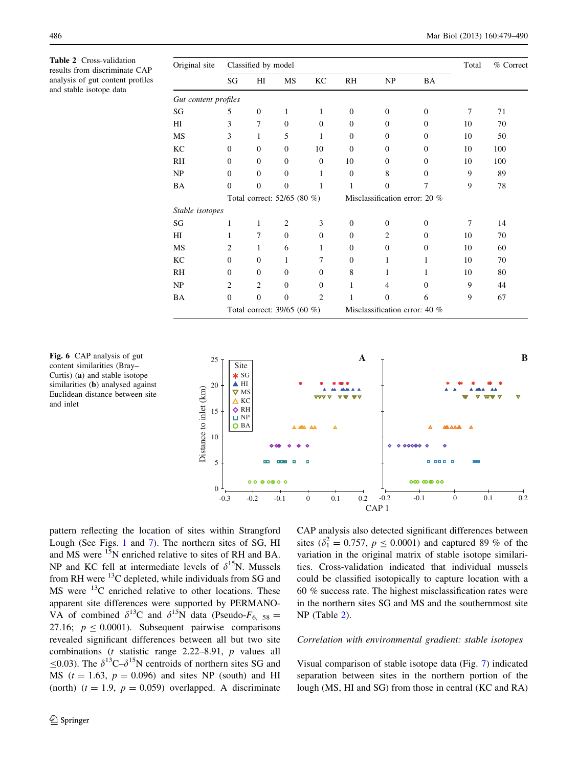**Table 2** Cross-validation results from discriminate CAP analysis of gut content profiles and stable isotope data

| Original site | Classified by model | | | | | | | Total | % Correct |
|---|---|---|---|---|---|---|---|---|---|
| | SG | HI | MS | KC | RH | NP | BA | | |
| *Gut content profiles* | | | | | | | | | |
| SG | 5 | 0 | 1 | 1 | 0 | 0 | 0 | 7 | 71 |
| HI | 3 | 7 | 0 | 0 | 0 | 0 | 0 | 10 | 70 |
| MS | 3 | 1 | 5 | 1 | 0 | 0 | 0 | 10 | 50 |
| KC | 0 | 0 | 0 | 10 | 0 | 0 | 0 | 10 | 100 |
| RH | 0 | 0 | 0 | 0 | 10 | 0 | 0 | 10 | 100 |
| NP | 0 | 0 | 0 | 1 | 0 | 8 | 0 | 9 | 89 |
| BA | 0 | 0 | 0 | 1 | 1 | 0 | 7 | 9 | 78 |
| | Total correct: 52/65 (80 %) | | | | Misclassification error: 20 % | | | | |
| *Stable isotopes* | | | | | | | | | |
| SG | 1 | 1 | 2 | 3 | 0 | 0 | 0 | 7 | 14 |
| HI | 1 | 7 | 0 | 0 | 0 | 2 | 0 | 10 | 70 |
| MS | 2 | 1 | 6 | 1 | 0 | 0 | 0 | 10 | 60 |
| KC | 0 | 0 | 1 | 7 | 0 | 1 | 1 | 10 | 70 |
| RH | 0 | 0 | 0 | 0 | 8 | 1 | 1 | 10 | 80 |
| NP | 2 | 2 | 0 | 0 | 1 | 4 | 0 | 9 | 44 |
| BA | 0 | 0 | 0 | 2 | 1 | 0 | 6 | 9 | 67 |
| | Total correct: 39/65 (60 %) | | | | Misclassification error: 40 % | | | | |

**Fig. 6** CAP analysis of gut content similarities (Bray–Curtis) (**a**) and stable isotope similarities (**b**) analysed against Euclidean distance between site and inlet

pattern reflecting the location of sites within Strangford Lough (See Figs. 1 and 7). The northern sites of SG, HI and MS were $^{15}$N enriched relative to sites of RH and BA. NP and KC fell at intermediate levels of $\delta^{15}$N. Mussels from RH were $^{13}$C depleted, while individuals from SG and MS were $^{13}$C enriched relative to other locations. These apparent site differences were supported by PERMANOVA of combined $\delta^{13}$C and $\delta^{15}$N data (Pseudo-$F_{6,\ 58} = 27.16$; $p \leq 0.0001$). Subsequent pairwise comparisons revealed significant differences between all but two site combinations ($t$ statistic range 2.22–8.91, $p$ values all $\leq 0.03$). The $\delta^{13}$C–$\delta^{15}$N centroids of northern sites SG and MS ($t = 1.63$, $p = 0.096$) and sites NP (south) and HI (north) ($t = 1.9$, $p = 0.059$) overlapped. A discriminate CAP analysis also detected significant differences between sites ($\delta_1^2 = 0.757$, $p \leq 0.0001$) and captured 89 % of the variation in the original matrix of stable isotope similarities. Cross-validation indicated that individual mussels could be classified isotopically to capture location with a 60 % success rate. The highest misclassification rates were in the northern sites SG and MS and the southernmost site NP (Table 2).

*Correlation with environmental gradient: stable isotopes*

Visual comparison of stable isotope data (Fig. 7) indicated separation between sites in the northern portion of the lough (MS, HI and SG) from those in central (KC and RA)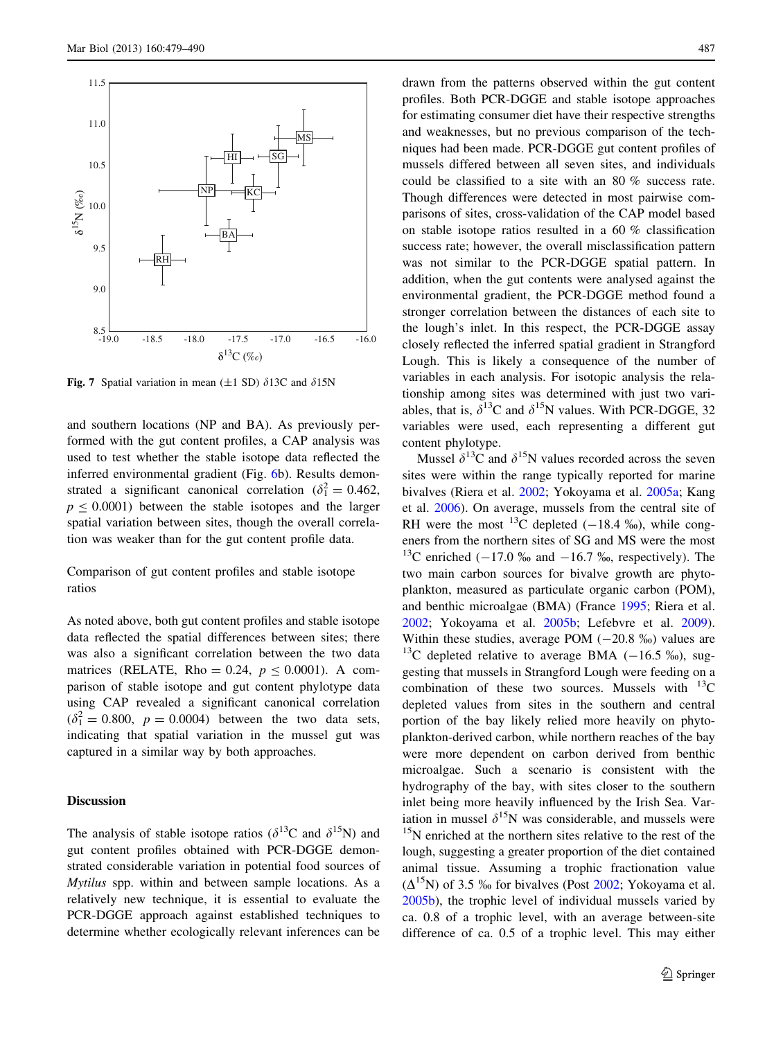Fig. 7 Spatial variation in mean (±1 SD) δ13C and δ15N

and southern locations (NP and BA). As previously performed with the gut content profiles, a CAP analysis was used to test whether the stable isotope data reflected the inferred environmental gradient (Fig. 6b). Results demonstrated a significant canonical correlation ($\delta_1^2 = 0.462$, $p \leq 0.0001$) between the stable isotopes and the larger spatial variation between sites, though the overall correlation was weaker than for the gut content profile data.

Comparison of gut content profiles and stable isotope ratios

As noted above, both gut content profiles and stable isotope data reflected the spatial differences between sites; there was also a significant correlation between the two data matrices (RELATE, Rho = 0.24, $p \leq 0.0001$). A comparison of stable isotope and gut content phylotype data using CAP revealed a significant canonical correlation ($\delta_1^2 = 0.800$, $p = 0.0004$) between the two data sets, indicating that spatial variation in the mussel gut was captured in a similar way by both approaches.

## Discussion

The analysis of stable isotope ratios ($\delta^{13}$C and $\delta^{15}$N) and gut content profiles obtained with PCR-DGGE demonstrated considerable variation in potential food sources of *Mytilus* spp. within and between sample locations. As a relatively new technique, it is essential to evaluate the PCR-DGGE approach against established techniques to determine whether ecologically relevant inferences can be drawn from the patterns observed within the gut content profiles. Both PCR-DGGE and stable isotope approaches for estimating consumer diet have their respective strengths and weaknesses, but no previous comparison of the techniques had been made. PCR-DGGE gut content profiles of mussels differed between all seven sites, and individuals could be classified to a site with an 80 % success rate. Though differences were detected in most pairwise comparisons of sites, cross-validation of the CAP model based on stable isotope ratios resulted in a 60 % classification success rate; however, the overall misclassification pattern was not similar to the PCR-DGGE spatial pattern. In addition, when the gut contents were analysed against the environmental gradient, the PCR-DGGE method found a stronger correlation between the distances of each site to the lough's inlet. In this respect, the PCR-DGGE assay closely reflected the inferred spatial gradient in Strangford Lough. This is likely a consequence of the number of variables in each analysis. For isotopic analysis the relationship among sites was determined with just two variables, that is, $\delta^{13}$C and $\delta^{15}$N values. With PCR-DGGE, 32 variables were used, each representing a different gut content phylotype.

Mussel $\delta^{13}$C and $\delta^{15}$N values recorded across the seven sites were within the range typically reported for marine bivalves (Riera et al. 2002; Yokoyama et al. 2005a; Kang et al. 2006). On average, mussels from the central site of RH were the most $^{13}$C depleted (−18.4 ‰), while congeners from the northern sites of SG and MS were the most $^{13}$C enriched (−17.0 ‰ and −16.7 ‰, respectively). The two main carbon sources for bivalve growth are phytoplankton, measured as particulate organic carbon (POM), and benthic microalgae (BMA) (France 1995; Riera et al. 2002; Yokoyama et al. 2005b; Lefebvre et al. 2009). Within these studies, average POM (−20.8 ‰) values are $^{13}$C depleted relative to average BMA (−16.5 ‰), suggesting that mussels in Strangford Lough were feeding on a combination of these two sources. Mussels with $^{13}$C depleted values from sites in the southern and central portion of the bay likely relied more heavily on phytoplankton-derived carbon, while northern reaches of the bay were more dependent on carbon derived from benthic microalgae. Such a scenario is consistent with the hydrography of the bay, with sites closer to the southern inlet being more heavily influenced by the Irish Sea. Variation in mussel $\delta^{15}$N was considerable, and mussels were $^{15}$N enriched at the northern sites relative to the rest of the lough, suggesting a greater proportion of the diet contained animal tissue. Assuming a trophic fractionation value ($\Delta^{15}$N) of 3.5 ‰ for bivalves (Post 2002; Yokoyama et al. 2005b), the trophic level of individual mussels varied by ca. 0.8 of a trophic level, with an average between-site difference of ca. 0.5 of a trophic level. This may either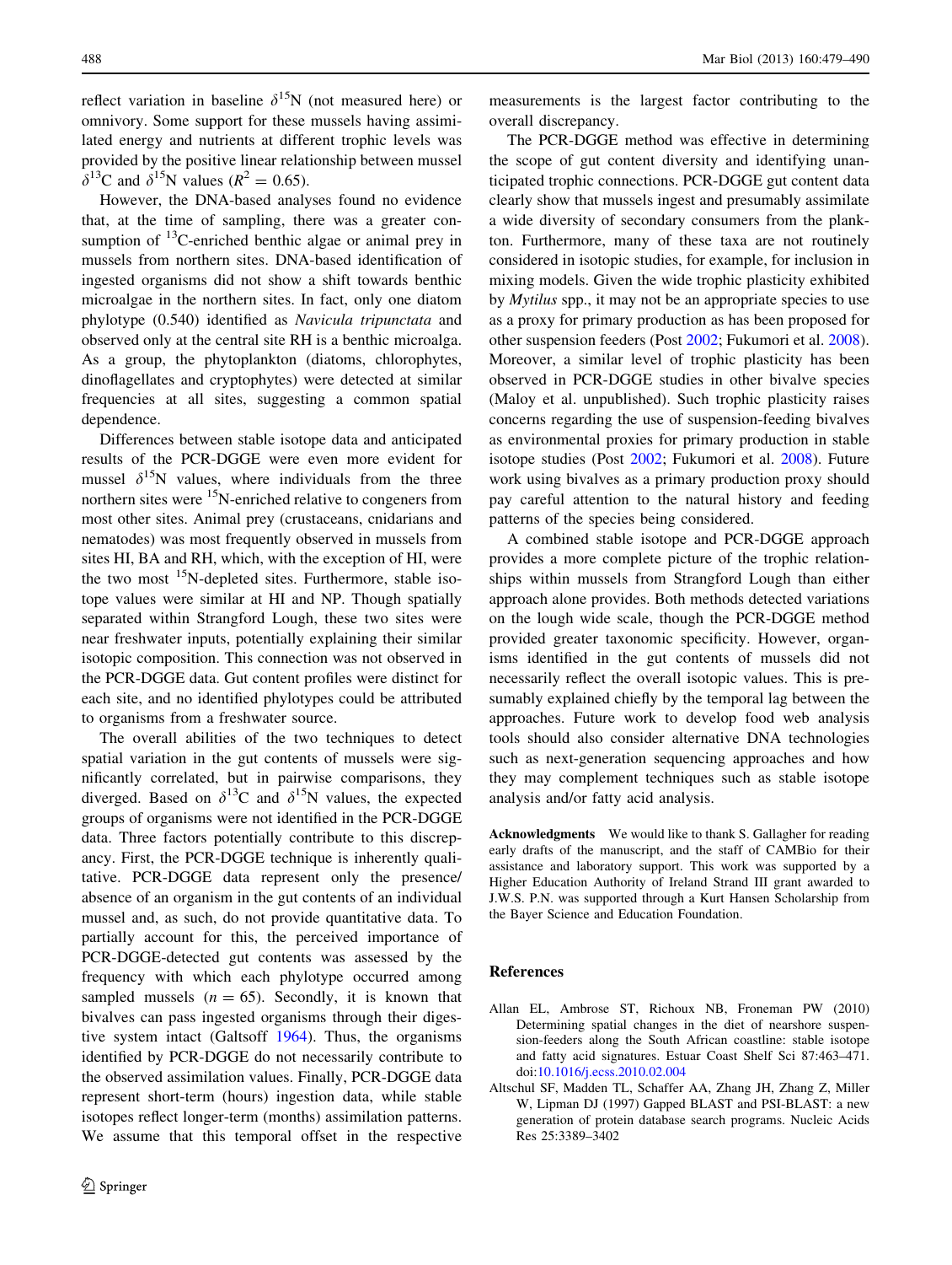reflect variation in baseline $\delta^{15}$N (not measured here) or omnivory. Some support for these mussels having assimilated energy and nutrients at different trophic levels was provided by the positive linear relationship between mussel $\delta^{13}$C and $\delta^{15}$N values ($R^2 = 0.65$).

However, the DNA-based analyses found no evidence that, at the time of sampling, there was a greater consumption of $^{13}$C-enriched benthic algae or animal prey in mussels from northern sites. DNA-based identification of ingested organisms did not show a shift towards benthic microalgae in the northern sites. In fact, only one diatom phylotype (0.540) identified as *Navicula tripunctata* and observed only at the central site RH is a benthic microalga. As a group, the phytoplankton (diatoms, chlorophytes, dinoflagellates and cryptophytes) were detected at similar frequencies at all sites, suggesting a common spatial dependence.

Differences between stable isotope data and anticipated results of the PCR-DGGE were even more evident for mussel $\delta^{15}$N values, where individuals from the three northern sites were $^{15}$N-enriched relative to congeners from most other sites. Animal prey (crustaceans, cnidarians and nematodes) was most frequently observed in mussels from sites HI, BA and RH, which, with the exception of HI, were the two most $^{15}$N-depleted sites. Furthermore, stable isotope values were similar at HI and NP. Though spatially separated within Strangford Lough, these two sites were near freshwater inputs, potentially explaining their similar isotopic composition. This connection was not observed in the PCR-DGGE data. Gut content profiles were distinct for each site, and no identified phylotypes could be attributed to organisms from a freshwater source.

The overall abilities of the two techniques to detect spatial variation in the gut contents of mussels were significantly correlated, but in pairwise comparisons, they diverged. Based on $\delta^{13}$C and $\delta^{15}$N values, the expected groups of organisms were not identified in the PCR-DGGE data. Three factors potentially contribute to this discrepancy. First, the PCR-DGGE technique is inherently qualitative. PCR-DGGE data represent only the presence/absence of an organism in the gut contents of an individual mussel and, as such, do not provide quantitative data. To partially account for this, the perceived importance of PCR-DGGE-detected gut contents was assessed by the frequency with which each phylotype occurred among sampled mussels ($n = 65$). Secondly, it is known that bivalves can pass ingested organisms through their digestive system intact (Galtsoff 1964). Thus, the organisms identified by PCR-DGGE do not necessarily contribute to the observed assimilation values. Finally, PCR-DGGE data represent short-term (hours) ingestion data, while stable isotopes reflect longer-term (months) assimilation patterns. We assume that this temporal offset in the respective measurements is the largest factor contributing to the overall discrepancy.

The PCR-DGGE method was effective in determining the scope of gut content diversity and identifying unanticipated trophic connections. PCR-DGGE gut content data clearly show that mussels ingest and presumably assimilate a wide diversity of secondary consumers from the plankton. Furthermore, many of these taxa are not routinely considered in isotopic studies, for example, for inclusion in mixing models. Given the wide trophic plasticity exhibited by *Mytilus* spp., it may not be an appropriate species to use as a proxy for primary production as has been proposed for other suspension feeders (Post 2002; Fukumori et al. 2008). Moreover, a similar level of trophic plasticity has been observed in PCR-DGGE studies in other bivalve species (Maloy et al. unpublished). Such trophic plasticity raises concerns regarding the use of suspension-feeding bivalves as environmental proxies for primary production in stable isotope studies (Post 2002; Fukumori et al. 2008). Future work using bivalves as a primary production proxy should pay careful attention to the natural history and feeding patterns of the species being considered.

A combined stable isotope and PCR-DGGE approach provides a more complete picture of the trophic relationships within mussels from Strangford Lough than either approach alone provides. Both methods detected variations on the lough wide scale, though the PCR-DGGE method provided greater taxonomic specificity. However, organisms identified in the gut contents of mussels did not necessarily reflect the overall isotopic values. This is presumably explained chiefly by the temporal lag between the approaches. Future work to develop food web analysis tools should also consider alternative DNA technologies such as next-generation sequencing approaches and how they may complement techniques such as stable isotope analysis and/or fatty acid analysis.

**Acknowledgments** We would like to thank S. Gallagher for reading early drafts of the manuscript, and the staff of CAMBio for their assistance and laboratory support. This work was supported by a Higher Education Authority of Ireland Strand III grant awarded to J.W.S. P.N. was supported through a Kurt Hansen Scholarship from the Bayer Science and Education Foundation.

## References

Allan EL, Ambrose ST, Richoux NB, Froneman PW (2010) Determining spatial changes in the diet of nearshore suspension-feeders along the South African coastline: stable isotope and fatty acid signatures. Estuar Coast Shelf Sci 87:463–471. doi:10.1016/j.ecss.2010.02.004

Altschul SF, Madden TL, Schaffer AA, Zhang JH, Zhang Z, Miller W, Lipman DJ (1997) Gapped BLAST and PSI-BLAST: a new generation of protein database search programs. Nucleic Acids Res 25:3389–3402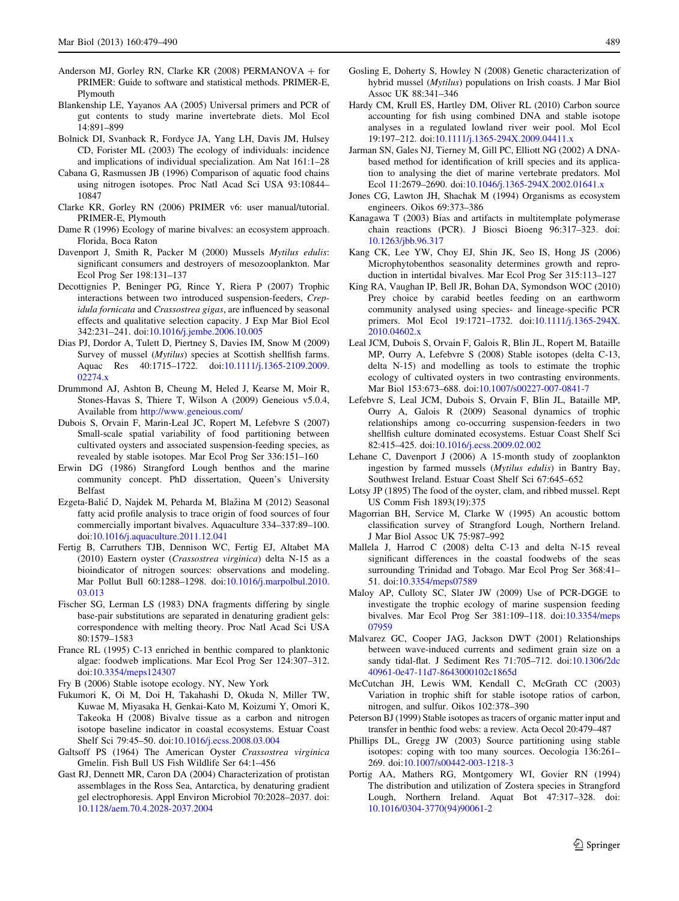Anderson MJ, Gorley RN, Clarke KR (2008) PERMANOVA + for PRIMER: Guide to software and statistical methods. PRIMER-E, Plymouth

Blankenship LE, Yayanos AA (2005) Universal primers and PCR of gut contents to study marine invertebrate diets. Mol Ecol 14:891–899

Bolnick DI, Svanback R, Fordyce JA, Yang LH, Davis JM, Hulsey CD, Forister ML (2003) The ecology of individuals: incidence and implications of individual specialization. Am Nat 161:1–28

Cabana G, Rasmussen JB (1996) Comparison of aquatic food chains using nitrogen isotopes. Proc Natl Acad Sci USA 93:10844–10847

Clarke KR, Gorley RN (2006) PRIMER v6: user manual/tutorial. PRIMER-E, Plymouth

Dame R (1996) Ecology of marine bivalves: an ecosystem approach. Florida, Boca Raton

Davenport J, Smith R, Packer M (2000) Mussels *Mytilus edulis*: significant consumers and destroyers of mesozooplankton. Mar Ecol Prog Ser 198:131–137

Decottignies P, Beninger PG, Rince Y, Riera P (2007) Trophic interactions between two introduced suspension-feeders, *Crepidula fornicata* and *Crassostrea gigas*, are influenced by seasonal effects and qualitative selection capacity. J Exp Mar Biol Ecol 342:231–241. doi:10.1016/j.jembe.2006.10.005

Dias PJ, Dordor A, Tulett D, Piertney S, Davies IM, Snow M (2009) Survey of mussel (*Mytilus*) species at Scottish shellfish farms. Aquac Res 40:1715–1722. doi:10.1111/j.1365-2109.2009.02274.x

Drummond AJ, Ashton B, Cheung M, Heled J, Kearse M, Moir R, Stones-Havas S, Thiere T, Wilson A (2009) Geneious v5.0.4, Available from http://www.geneious.com/

Dubois S, Orvain F, Marin-Leal JC, Ropert M, Lefebvre S (2007) Small-scale spatial variability of food partitioning between cultivated oysters and associated suspension-feeding species, as revealed by stable isotopes. Mar Ecol Prog Ser 336:151–160

Erwin DG (1986) Strangford Lough benthos and the marine community concept. PhD dissertation, Queen's University Belfast

Ezgeta-Balić D, Najdek M, Peharda M, Blažina M (2012) Seasonal fatty acid profile analysis to trace origin of food sources of four commercially important bivalves. Aquaculture 334–337:89–100. doi:10.1016/j.aquaculture.2011.12.041

Fertig B, Carruthers TJB, Dennison WC, Fertig EJ, Altabet MA (2010) Eastern oyster (*Crassostrea virginica*) delta N-15 as a bioindicator of nitrogen sources: observations and modeling. Mar Pollut Bull 60:1288–1298. doi:10.1016/j.marpolbul.2010.03.013

Fischer SG, Lerman LS (1983) DNA fragments differing by single base-pair substitutions are separated in denaturing gradient gels: correspondence with melting theory. Proc Natl Acad Sci USA 80:1579–1583

France RL (1995) C-13 enriched in benthic compared to planktonic algae: foodweb implications. Mar Ecol Prog Ser 124:307–312. doi:10.3354/meps124307

Fry B (2006) Stable isotope ecology. NY, New York

Fukumori K, Oi M, Doi H, Takahashi D, Okuda N, Miller TW, Kuwae M, Miyasaka H, Genkai-Kato M, Koizumi Y, Omori K, Takeoka H (2008) Bivalve tissue as a carbon and nitrogen isotope baseline indicator in coastal ecosystems. Estuar Coast Shelf Sci 79:45–50. doi:10.1016/j.ecss.2008.03.004

Galtsoff PS (1964) The American Oyster *Crassostrea virginica* Gmelin. Fish Bull US Fish Wildlife Ser 64:1–456

Gast RJ, Dennett MR, Caron DA (2004) Characterization of protistan assemblages in the Ross Sea, Antarctica, by denaturing gradient gel electrophoresis. Appl Environ Microbiol 70:2028–2037. doi:10.1128/aem.70.4.2028-2037.2004

Gosling E, Doherty S, Howley N (2008) Genetic characterization of hybrid mussel (*Mytilus*) populations on Irish coasts. J Mar Biol Assoc UK 88:341–346

Hardy CM, Krull ES, Hartley DM, Oliver RL (2010) Carbon source accounting for fish using combined DNA and stable isotope analyses in a regulated lowland river weir pool. Mol Ecol 19:197–212. doi:10.1111/j.1365-294X.2009.04411.x

Jarman SN, Gales NJ, Tierney M, Gill PC, Elliott NG (2002) A DNA-based method for identification of krill species and its application to analysing the diet of marine vertebrate predators. Mol Ecol 11:2679–2690. doi:10.1046/j.1365-294X.2002.01641.x

Jones CG, Lawton JH, Shachak M (1994) Organisms as ecosystem engineers. Oikos 69:373–386

Kanagawa T (2003) Bias and artifacts in multitemplate polymerase chain reactions (PCR). J Biosci Bioeng 96:317–323. doi:10.1263/jbb.96.317

Kang CK, Lee YW, Choy EJ, Shin JK, Seo IS, Hong JS (2006) Microphytobenthos seasonality determines growth and reproduction in intertidal bivalves. Mar Ecol Prog Ser 315:113–127

King RA, Vaughan IP, Bell JR, Bohan DA, Symondson WOC (2010) Prey choice by carabid beetles feeding on an earthworm community analysed using species- and lineage-specific PCR primers. Mol Ecol 19:1721–1732. doi:10.1111/j.1365-294X.2010.04602.x

Leal JCM, Dubois S, Orvain F, Galois R, Blin JL, Ropert M, Bataille MP, Ourry A, Lefebvre S (2008) Stable isotopes (delta C-13, delta N-15) and modelling as tools to estimate the trophic ecology of cultivated oysters in two contrasting environments. Mar Biol 153:673–688. doi:10.1007/s00227-007-0841-7

Lefebvre S, Leal JCM, Dubois S, Orvain F, Blin JL, Bataille MP, Ourry A, Galois R (2009) Seasonal dynamics of trophic relationships among co-occurring suspension-feeders in two shellfish culture dominated ecosystems. Estuar Coast Shelf Sci 82:415–425. doi:10.1016/j.ecss.2009.02.002

Lehane C, Davenport J (2006) A 15-month study of zooplankton ingestion by farmed mussels (*Mytilus edulis*) in Bantry Bay, Southwest Ireland. Estuar Coast Shelf Sci 67:645–652

Lotsy JP (1895) The food of the oyster, clam, and ribbed mussel. Rept US Comm Fish 1893(19):375

Magorrian BH, Service M, Clarke W (1995) An acoustic bottom classification survey of Strangford Lough, Northern Ireland. J Mar Biol Assoc UK 75:987–992

Mallela J, Harrod C (2008) delta C-13 and delta N-15 reveal significant differences in the coastal foodwebs of the seas surrounding Trinidad and Tobago. Mar Ecol Prog Ser 368:41–51. doi:10.3354/meps07589

Maloy AP, Culloty SC, Slater JW (2009) Use of PCR-DGGE to investigate the trophic ecology of marine suspension feeding bivalves. Mar Ecol Prog Ser 381:109–118. doi:10.3354/meps07959

Malvarez GC, Cooper JAG, Jackson DWT (2001) Relationships between wave-induced currents and sediment grain size on a sandy tidal-flat. J Sediment Res 71:705–712. doi:10.1306/2dc40961-0e47-11d7-8643000102c1865d

McCutchan JH, Lewis WM, Kendall C, McGrath CC (2003) Variation in trophic shift for stable isotope ratios of carbon, nitrogen, and sulfur. Oikos 102:378–390

Peterson BJ (1999) Stable isotopes as tracers of organic matter input and transfer in benthic food webs: a review. Acta Oecol 20:479–487

Phillips DL, Gregg JW (2003) Source partitioning using stable isotopes: coping with too many sources. Oecologia 136:261–269. doi:10.1007/s00442-003-1218-3

Portig AA, Mathers RG, Montgomery WI, Govier RN (1994) The distribution and utilization of Zostera species in Strangford Lough, Northern Ireland. Aquat Bot 47:317–328. doi:10.1016/0304-3770(94)90061-2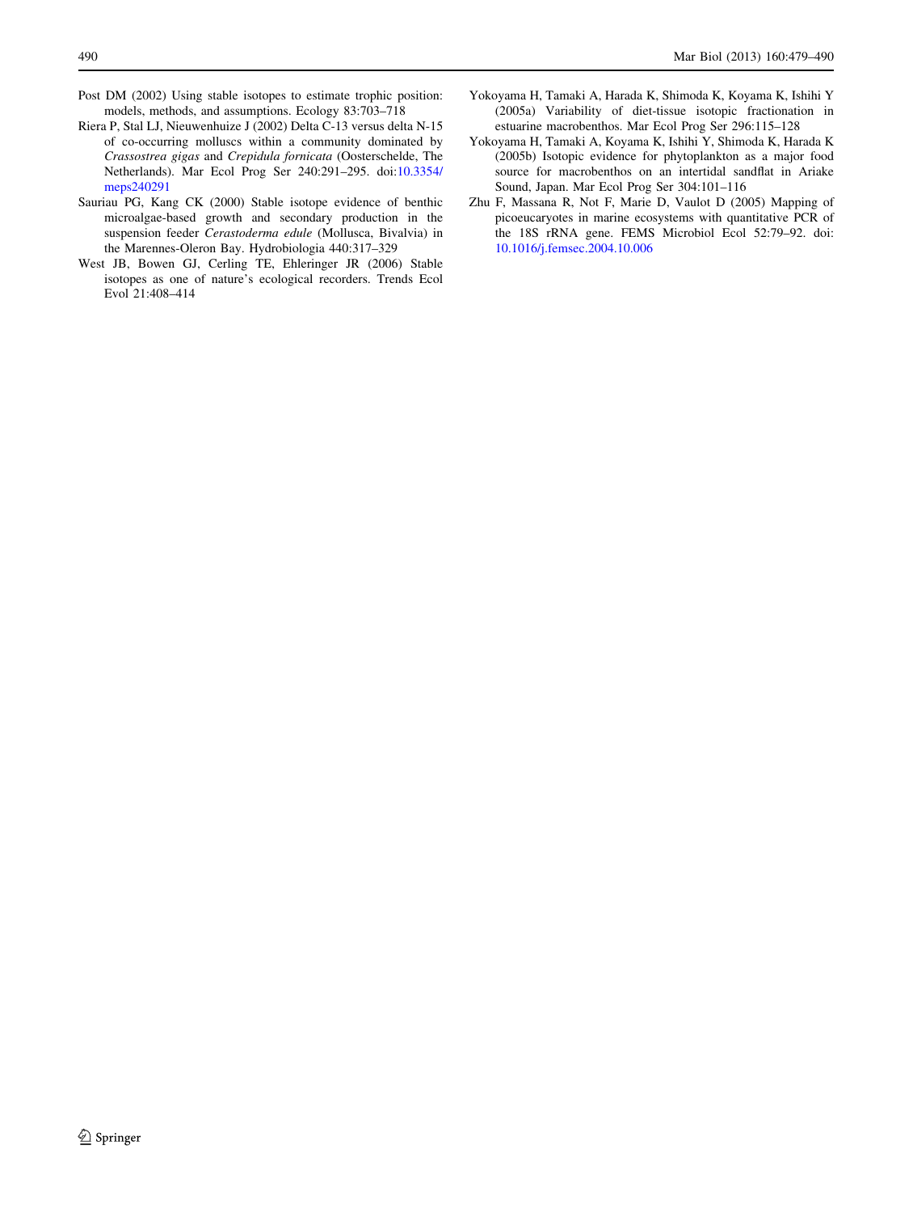Post DM (2002) Using stable isotopes to estimate trophic position: models, methods, and assumptions. Ecology 83:703–718

Riera P, Stal LJ, Nieuwenhuize J (2002) Delta C-13 versus delta N-15 of co-occurring molluscs within a community dominated by *Crassostrea gigas* and *Crepidula fornicata* (Oosterschelde, The Netherlands). Mar Ecol Prog Ser 240:291–295. doi:10.3354/meps240291

Sauriau PG, Kang CK (2000) Stable isotope evidence of benthic microalgae-based growth and secondary production in the suspension feeder *Cerastoderma edule* (Mollusca, Bivalvia) in the Marennes-Oleron Bay. Hydrobiologia 440:317–329

West JB, Bowen GJ, Cerling TE, Ehleringer JR (2006) Stable isotopes as one of nature's ecological recorders. Trends Ecol Evol 21:408–414

Yokoyama H, Tamaki A, Harada K, Shimoda K, Koyama K, Ishihi Y (2005a) Variability of diet-tissue isotopic fractionation in estuarine macrobenthos. Mar Ecol Prog Ser 296:115–128

Yokoyama H, Tamaki A, Koyama K, Ishihi Y, Shimoda K, Harada K (2005b) Isotopic evidence for phytoplankton as a major food source for macrobenthos on an intertidal sandflat in Ariake Sound, Japan. Mar Ecol Prog Ser 304:101–116

Zhu F, Massana R, Not F, Marie D, Vaulot D (2005) Mapping of picoeucaryotes in marine ecosystems with quantitative PCR of the 18S rRNA gene. FEMS Microbiol Ecol 52:79–92. doi:10.1016/j.femsec.2004.10.006